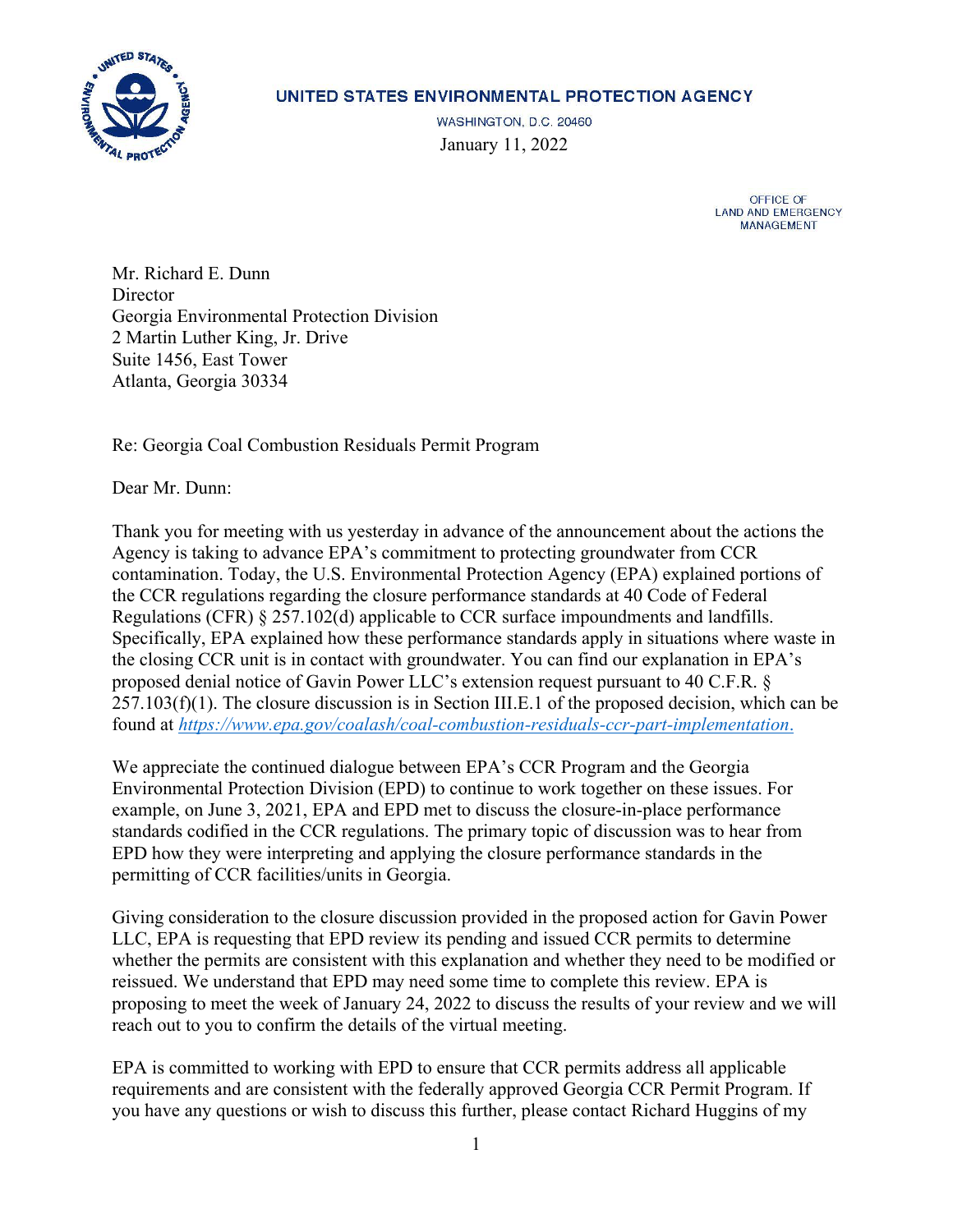UNITED STATES ENVIRONMENTAL PROTECTION AGENCY

WASHINGTON, D.C. 20460

January 11, 2022

OFFICE OF
LAND AND EMERGENCY
MANAGEMENT

Mr. Richard E. Dunn
Director
Georgia Environmental Protection Division
2 Martin Luther King, Jr. Drive
Suite 1456, East Tower
Atlanta, Georgia 30334

Re: Georgia Coal Combustion Residuals Permit Program

Dear Mr. Dunn:

Thank you for meeting with us yesterday in advance of the announcement about the actions the Agency is taking to advance EPA's commitment to protecting groundwater from CCR contamination. Today, the U.S. Environmental Protection Agency (EPA) explained portions of the CCR regulations regarding the closure performance standards at 40 Code of Federal Regulations (CFR) § 257.102(d) applicable to CCR surface impoundments and landfills. Specifically, EPA explained how these performance standards apply in situations where waste in the closing CCR unit is in contact with groundwater. You can find our explanation in EPA's proposed denial notice of Gavin Power LLC's extension request pursuant to 40 C.F.R. § 257.103(f)(1). The closure discussion is in Section III.E.1 of the proposed decision, which can be found at *https://www.epa.gov/coalash/coal-combustion-residuals-ccr-part-implementation.*

We appreciate the continued dialogue between EPA's CCR Program and the Georgia Environmental Protection Division (EPD) to continue to work together on these issues. For example, on June 3, 2021, EPA and EPD met to discuss the closure-in-place performance standards codified in the CCR regulations. The primary topic of discussion was to hear from EPD how they were interpreting and applying the closure performance standards in the permitting of CCR facilities/units in Georgia.

Giving consideration to the closure discussion provided in the proposed action for Gavin Power LLC, EPA is requesting that EPD review its pending and issued CCR permits to determine whether the permits are consistent with this explanation and whether they need to be modified or reissued. We understand that EPD may need some time to complete this review. EPA is proposing to meet the week of January 24, 2022 to discuss the results of your review and we will reach out to you to confirm the details of the virtual meeting.

EPA is committed to working with EPD to ensure that CCR permits address all applicable requirements and are consistent with the federally approved Georgia CCR Permit Program. If you have any questions or wish to discuss this further, please contact Richard Huggins of my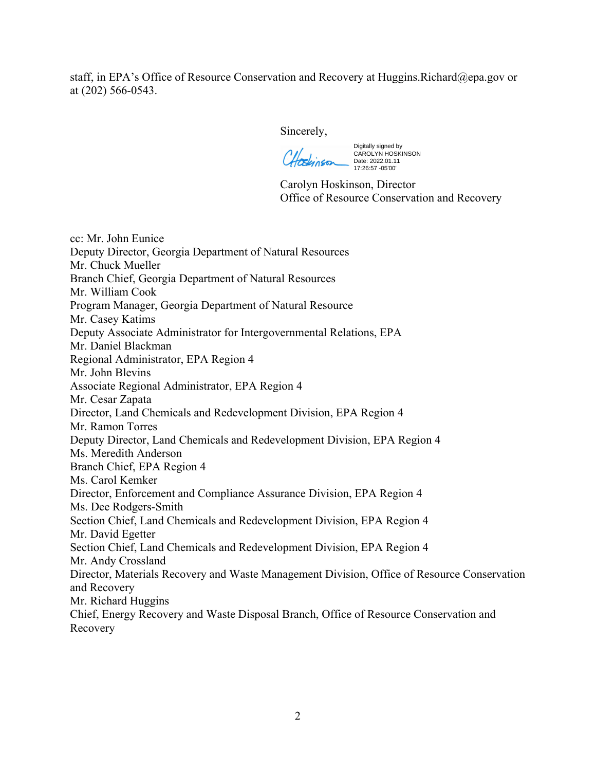staff, in EPA's Office of Resource Conservation and Recovery at Huggins.Richard@epa.gov or at (202) 566-0543.

Sincerely,

Digitally signed by CAROLYN HOSKINSON
Date: 2022.01.11 17:26:57 -05'00'

Carolyn Hoskinson, Director
Office of Resource Conservation and Recovery

cc: Mr. John Eunice
Deputy Director, Georgia Department of Natural Resources
Mr. Chuck Mueller
Branch Chief, Georgia Department of Natural Resources
Mr. William Cook
Program Manager, Georgia Department of Natural Resource
Mr. Casey Katims
Deputy Associate Administrator for Intergovernmental Relations, EPA
Mr. Daniel Blackman
Regional Administrator, EPA Region 4
Mr. John Blevins
Associate Regional Administrator, EPA Region 4
Mr. Cesar Zapata
Director, Land Chemicals and Redevelopment Division, EPA Region 4
Mr. Ramon Torres
Deputy Director, Land Chemicals and Redevelopment Division, EPA Region 4
Ms. Meredith Anderson
Branch Chief, EPA Region 4
Ms. Carol Kemker
Director, Enforcement and Compliance Assurance Division, EPA Region 4
Ms. Dee Rodgers-Smith
Section Chief, Land Chemicals and Redevelopment Division, EPA Region 4
Mr. David Egetter
Section Chief, Land Chemicals and Redevelopment Division, EPA Region 4
Mr. Andy Crossland
Director, Materials Recovery and Waste Management Division, Office of Resource Conservation and Recovery
Mr. Richard Huggins
Chief, Energy Recovery and Waste Disposal Branch, Office of Resource Conservation and Recovery